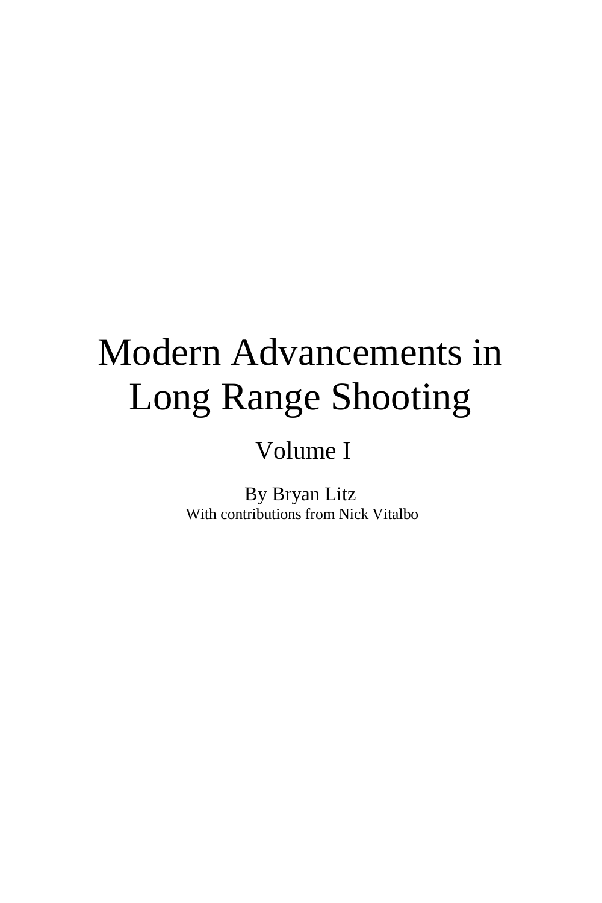# Modern Advancements in Long Range Shooting

## Volume I

By Bryan Litz

With contributions from Nick Vitalbo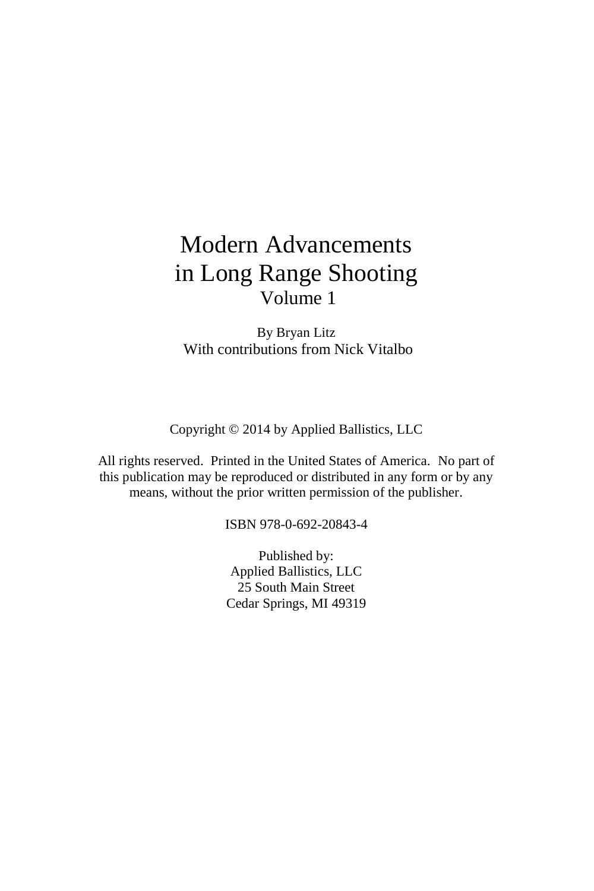# Modern Advancements in Long Range Shooting

## Volume 1

By Bryan Litz

With contributions from Nick Vitalbo

Copyright © 2014 by Applied Ballistics, LLC

All rights reserved. Printed in the United States of America. No part of this publication may be reproduced or distributed in any form or by any means, without the prior written permission of the publisher.

ISBN 978-0-692-20843-4

Published by:
Applied Ballistics, LLC
25 South Main Street
Cedar Springs, MI 49319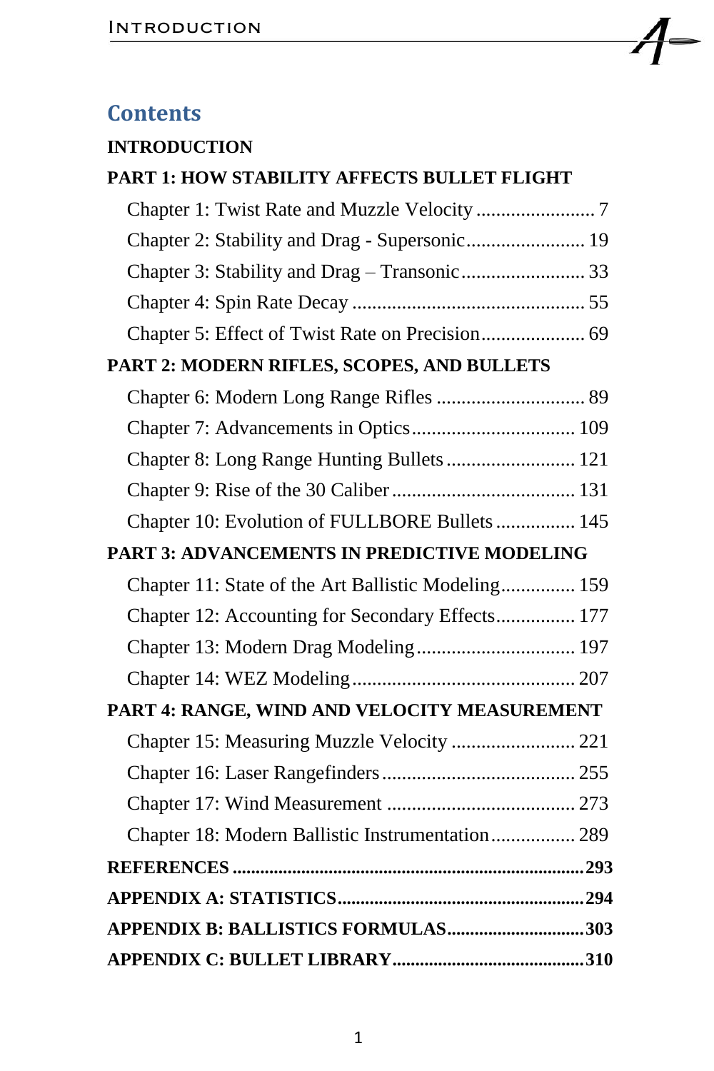# Contents

**INTRODUCTION**

**PART 1: HOW STABILITY AFFECTS BULLET FLIGHT**

- Chapter 1: Twist Rate and Muzzle Velocity ........................ 7
- Chapter 2: Stability and Drag - Supersonic........................ 19
- Chapter 3: Stability and Drag – Transonic......................... 33
- Chapter 4: Spin Rate Decay ............................................... 55
- Chapter 5: Effect of Twist Rate on Precision..................... 69

**PART 2: MODERN RIFLES, SCOPES, AND BULLETS**

- Chapter 6: Modern Long Range Rifles .............................. 89
- Chapter 7: Advancements in Optics................................. 109
- Chapter 8: Long Range Hunting Bullets .......................... 121
- Chapter 9: Rise of the 30 Caliber..................................... 131
- Chapter 10: Evolution of FULLBORE Bullets ................ 145

**PART 3: ADVANCEMENTS IN PREDICTIVE MODELING**

- Chapter 11: State of the Art Ballistic Modeling............... 159
- Chapter 12: Accounting for Secondary Effects................ 177
- Chapter 13: Modern Drag Modeling................................ 197
- Chapter 14: WEZ Modeling............................................. 207

**PART 4: RANGE, WIND AND VELOCITY MEASUREMENT**

- Chapter 15: Measuring Muzzle Velocity ......................... 221
- Chapter 16: Laser Rangefinders....................................... 255
- Chapter 17: Wind Measurement ...................................... 273
- Chapter 18: Modern Ballistic Instrumentation................. 289

**REFERENCES .............................................................................293**

**APPENDIX A: STATISTICS.......................................................294**

**APPENDIX B: BALLISTICS FORMULAS..............................303**

**APPENDIX C: BULLET LIBRARY..........................................310**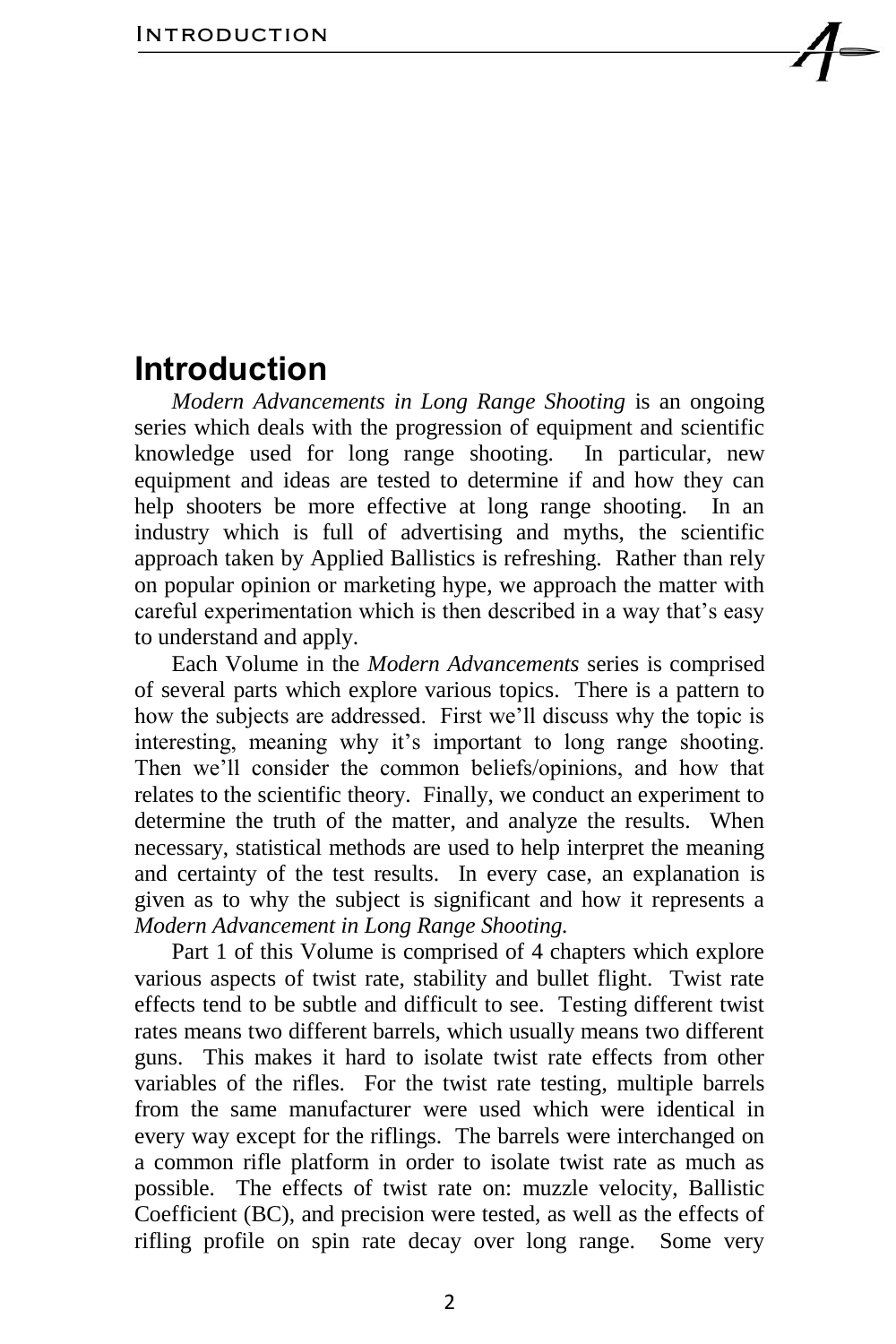# Introduction

*Modern Advancements in Long Range Shooting* is an ongoing series which deals with the progression of equipment and scientific knowledge used for long range shooting. In particular, new equipment and ideas are tested to determine if and how they can help shooters be more effective at long range shooting. In an industry which is full of advertising and myths, the scientific approach taken by Applied Ballistics is refreshing. Rather than rely on popular opinion or marketing hype, we approach the matter with careful experimentation which is then described in a way that's easy to understand and apply.

Each Volume in the *Modern Advancements* series is comprised of several parts which explore various topics. There is a pattern to how the subjects are addressed. First we'll discuss why the topic is interesting, meaning why it's important to long range shooting. Then we'll consider the common beliefs/opinions, and how that relates to the scientific theory. Finally, we conduct an experiment to determine the truth of the matter, and analyze the results. When necessary, statistical methods are used to help interpret the meaning and certainty of the test results. In every case, an explanation is given as to why the subject is significant and how it represents a *Modern Advancement in Long Range Shooting.*

Part 1 of this Volume is comprised of 4 chapters which explore various aspects of twist rate, stability and bullet flight. Twist rate effects tend to be subtle and difficult to see. Testing different twist rates means two different barrels, which usually means two different guns. This makes it hard to isolate twist rate effects from other variables of the rifles. For the twist rate testing, multiple barrels from the same manufacturer were used which were identical in every way except for the riflings. The barrels were interchanged on a common rifle platform in order to isolate twist rate as much as possible. The effects of twist rate on: muzzle velocity, Ballistic Coefficient (BC), and precision were tested, as well as the effects of rifling profile on spin rate decay over long range. Some very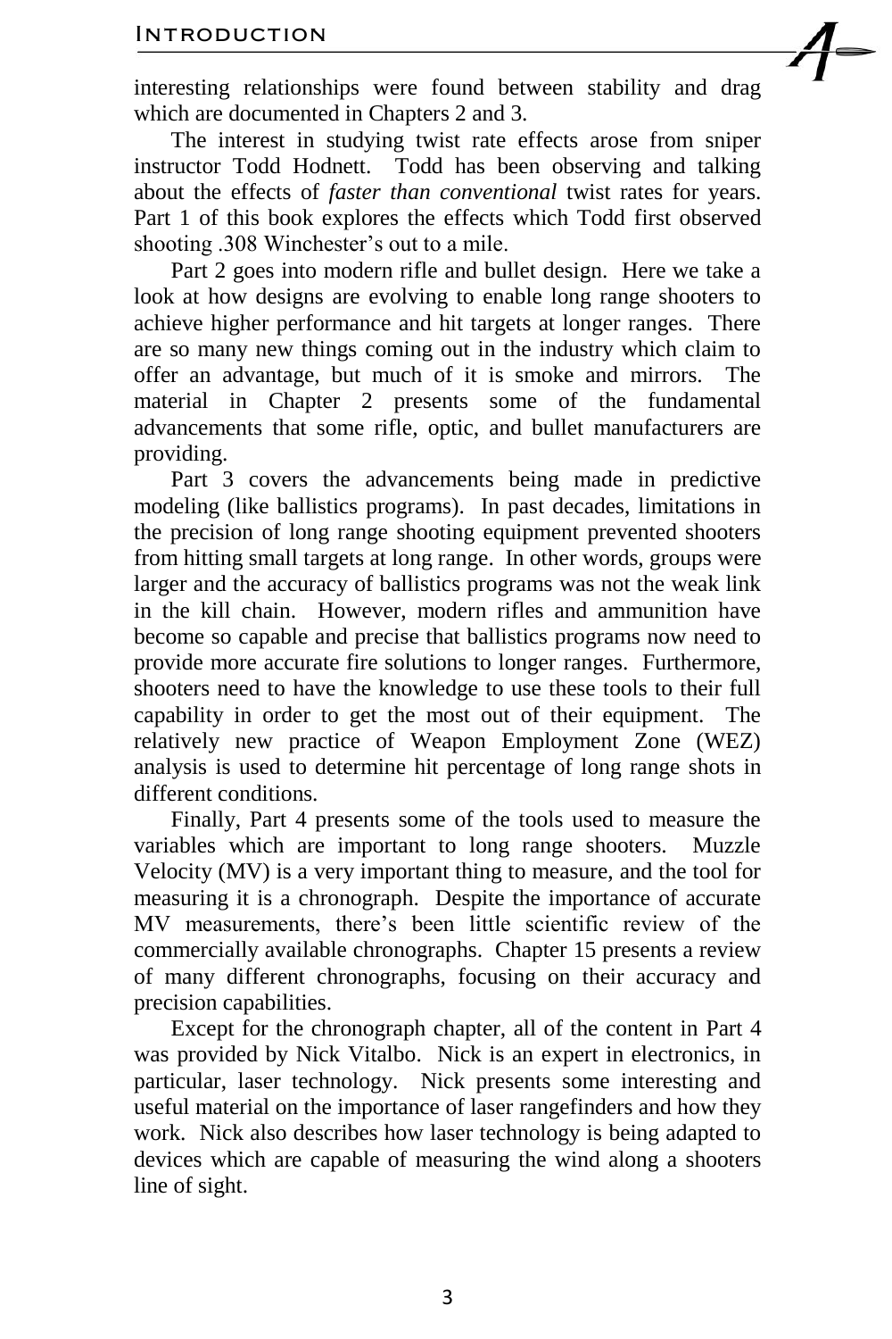interesting relationships were found between stability and drag which are documented in Chapters 2 and 3.

The interest in studying twist rate effects arose from sniper instructor Todd Hodnett. Todd has been observing and talking about the effects of *faster than conventional* twist rates for years. Part 1 of this book explores the effects which Todd first observed shooting .308 Winchester's out to a mile.

Part 2 goes into modern rifle and bullet design. Here we take a look at how designs are evolving to enable long range shooters to achieve higher performance and hit targets at longer ranges. There are so many new things coming out in the industry which claim to offer an advantage, but much of it is smoke and mirrors. The material in Chapter 2 presents some of the fundamental advancements that some rifle, optic, and bullet manufacturers are providing.

Part 3 covers the advancements being made in predictive modeling (like ballistics programs). In past decades, limitations in the precision of long range shooting equipment prevented shooters from hitting small targets at long range. In other words, groups were larger and the accuracy of ballistics programs was not the weak link in the kill chain. However, modern rifles and ammunition have become so capable and precise that ballistics programs now need to provide more accurate fire solutions to longer ranges. Furthermore, shooters need to have the knowledge to use these tools to their full capability in order to get the most out of their equipment. The relatively new practice of Weapon Employment Zone (WEZ) analysis is used to determine hit percentage of long range shots in different conditions.

Finally, Part 4 presents some of the tools used to measure the variables which are important to long range shooters. Muzzle Velocity (MV) is a very important thing to measure, and the tool for measuring it is a chronograph. Despite the importance of accurate MV measurements, there's been little scientific review of the commercially available chronographs. Chapter 15 presents a review of many different chronographs, focusing on their accuracy and precision capabilities.

Except for the chronograph chapter, all of the content in Part 4 was provided by Nick Vitalbo. Nick is an expert in electronics, in particular, laser technology. Nick presents some interesting and useful material on the importance of laser rangefinders and how they work. Nick also describes how laser technology is being adapted to devices which are capable of measuring the wind along a shooters line of sight.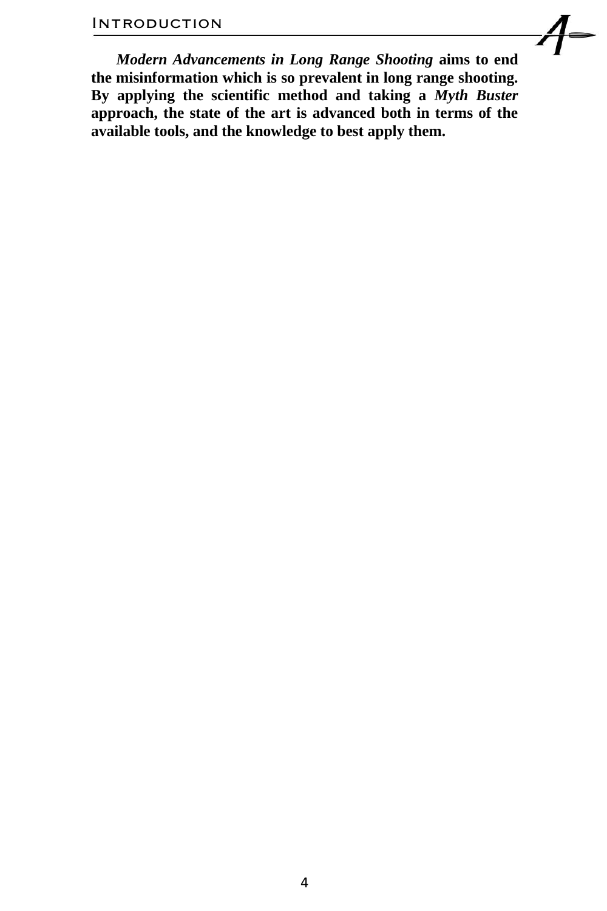***Modern Advancements in Long Range Shooting* aims to end the misinformation which is so prevalent in long range shooting. By applying the scientific method and taking a *Myth Buster* approach, the state of the art is advanced both in terms of the available tools, and the knowledge to best apply them.**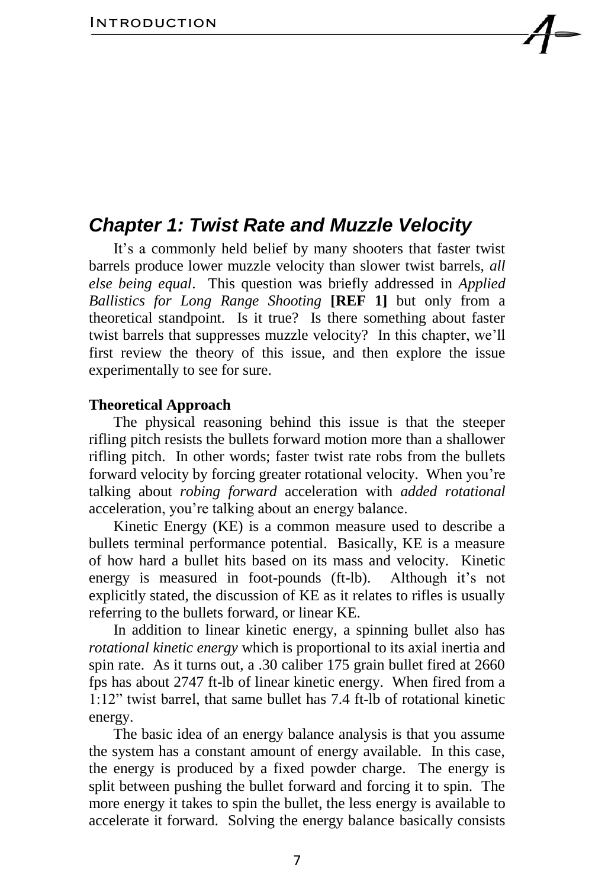## *Chapter 1: Twist Rate and Muzzle Velocity*

It's a commonly held belief by many shooters that faster twist barrels produce lower muzzle velocity than slower twist barrels, *all else being equal*. This question was briefly addressed in *Applied Ballistics for Long Range Shooting* **[REF 1]** but only from a theoretical standpoint. Is it true? Is there something about faster twist barrels that suppresses muzzle velocity? In this chapter, we'll first review the theory of this issue, and then explore the issue experimentally to see for sure.

**Theoretical Approach**

The physical reasoning behind this issue is that the steeper rifling pitch resists the bullets forward motion more than a shallower rifling pitch. In other words; faster twist rate robs from the bullets forward velocity by forcing greater rotational velocity. When you're talking about *robing forward* acceleration with *added rotational* acceleration, you're talking about an energy balance.

Kinetic Energy (KE) is a common measure used to describe a bullets terminal performance potential. Basically, KE is a measure of how hard a bullet hits based on its mass and velocity. Kinetic energy is measured in foot-pounds (ft-lb). Although it's not explicitly stated, the discussion of KE as it relates to rifles is usually referring to the bullets forward, or linear KE.

In addition to linear kinetic energy, a spinning bullet also has *rotational kinetic energy* which is proportional to its axial inertia and spin rate. As it turns out, a .30 caliber 175 grain bullet fired at 2660 fps has about 2747 ft-lb of linear kinetic energy. When fired from a 1:12" twist barrel, that same bullet has 7.4 ft-lb of rotational kinetic energy.

The basic idea of an energy balance analysis is that you assume the system has a constant amount of energy available. In this case, the energy is produced by a fixed powder charge. The energy is split between pushing the bullet forward and forcing it to spin. The more energy it takes to spin the bullet, the less energy is available to accelerate it forward. Solving the energy balance basically consists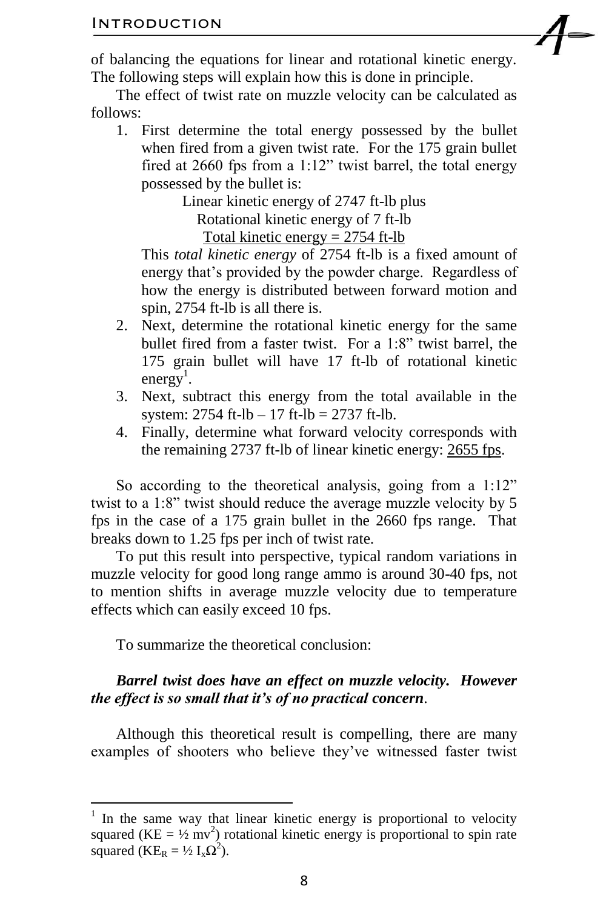of balancing the equations for linear and rotational kinetic energy. The following steps will explain how this is done in principle.

The effect of twist rate on muzzle velocity can be calculated as follows:

1. First determine the total energy possessed by the bullet when fired from a given twist rate. For the 175 grain bullet fired at 2660 fps from a 1:12" twist barrel, the total energy possessed by the bullet is:

   Linear kinetic energy of 2747 ft-lb plus
   Rotational kinetic energy of 7 ft-lb
   <u>Total kinetic energy = 2754 ft-lb</u>

   This *total kinetic energy* of 2754 ft-lb is a fixed amount of energy that's provided by the powder charge. Regardless of how the energy is distributed between forward motion and spin, 2754 ft-lb is all there is.
2. Next, determine the rotational kinetic energy for the same bullet fired from a faster twist. For a 1:8" twist barrel, the 175 grain bullet will have 17 ft-lb of rotational kinetic energy[1].
3. Next, subtract this energy from the total available in the system: 2754 ft-lb – 17 ft-lb = 2737 ft-lb.
4. Finally, determine what forward velocity corresponds with the remaining 2737 ft-lb of linear kinetic energy: <u>2655 fps</u>.

So according to the theoretical analysis, going from a 1:12" twist to a 1:8" twist should reduce the average muzzle velocity by 5 fps in the case of a 175 grain bullet in the 2660 fps range. That breaks down to 1.25 fps per inch of twist rate.

To put this result into perspective, typical random variations in muzzle velocity for good long range ammo is around 30-40 fps, not to mention shifts in average muzzle velocity due to temperature effects which can easily exceed 10 fps.

To summarize the theoretical conclusion:

***Barrel twist does have an effect on muzzle velocity. However the effect is so small that it's of no practical concern*.**

Although this theoretical result is compelling, there are many examples of shooters who believe they've witnessed faster twist

---

[1] In the same way that linear kinetic energy is proportional to velocity squared ($KE = \frac{1}{2} mv^2$) rotational kinetic energy is proportional to spin rate squared ($KE_R = \frac{1}{2} I_x \Omega^2$).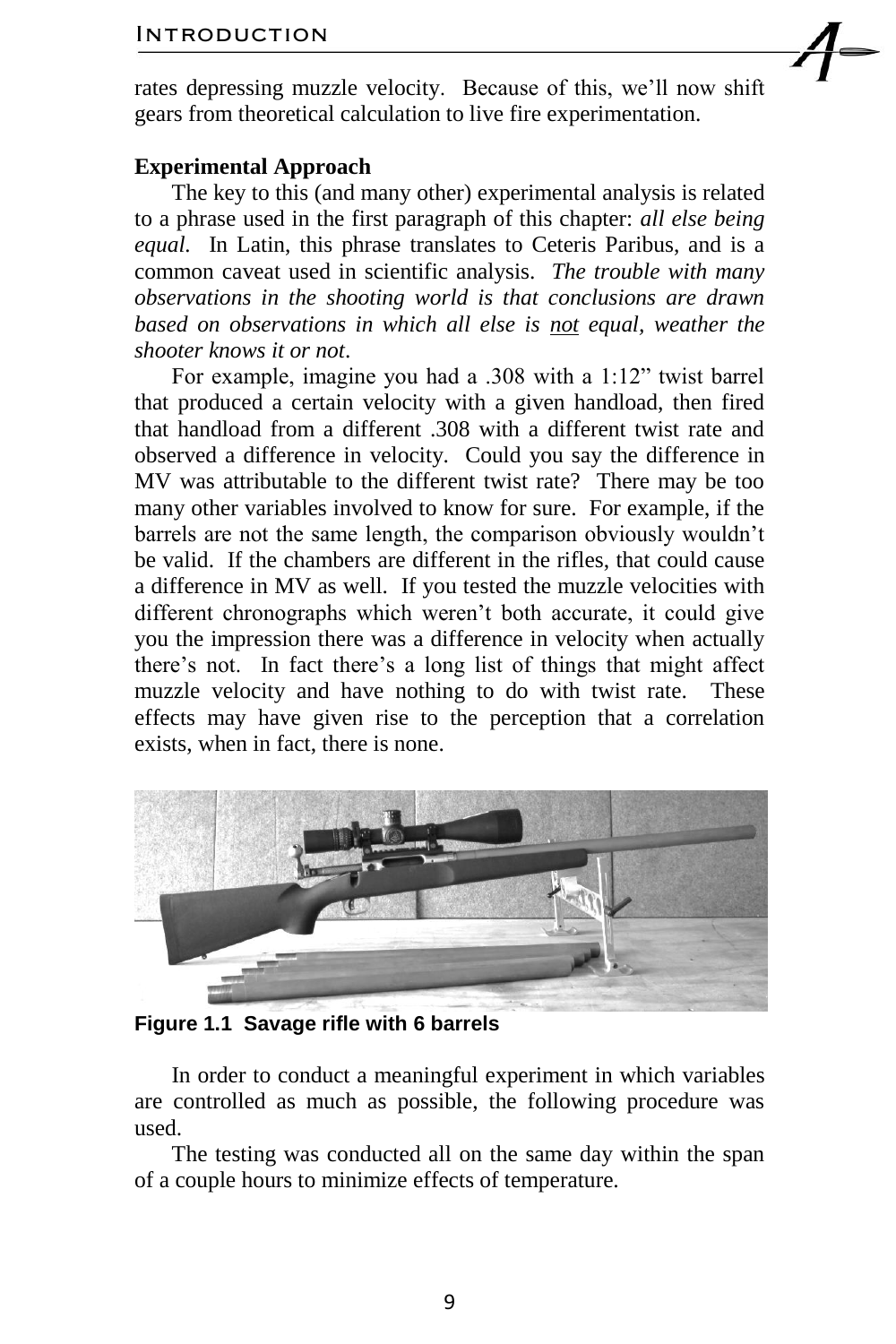rates depressing muzzle velocity. Because of this, we'll now shift gears from theoretical calculation to live fire experimentation.

**Experimental Approach**

The key to this (and many other) experimental analysis is related to a phrase used in the first paragraph of this chapter: *all else being equal*. In Latin, this phrase translates to Ceteris Paribus, and is a common caveat used in scientific analysis. *The trouble with many observations in the shooting world is that conclusions are drawn based on observations in which all else is <u>not</u> equal, weather the shooter knows it or not*.

For example, imagine you had a .308 with a 1:12" twist barrel that produced a certain velocity with a given handload, then fired that handload from a different .308 with a different twist rate and observed a difference in velocity. Could you say the difference in MV was attributable to the different twist rate? There may be too many other variables involved to know for sure. For example, if the barrels are not the same length, the comparison obviously wouldn't be valid. If the chambers are different in the rifles, that could cause a difference in MV as well. If you tested the muzzle velocities with different chronographs which weren't both accurate, it could give you the impression there was a difference in velocity when actually there's not. In fact there's a long list of things that might affect muzzle velocity and have nothing to do with twist rate. These effects may have given rise to the perception that a correlation exists, when in fact, there is none.

**Figure 1.1 Savage rifle with 6 barrels**

In order to conduct a meaningful experiment in which variables are controlled as much as possible, the following procedure was used.

The testing was conducted all on the same day within the span of a couple hours to minimize effects of temperature.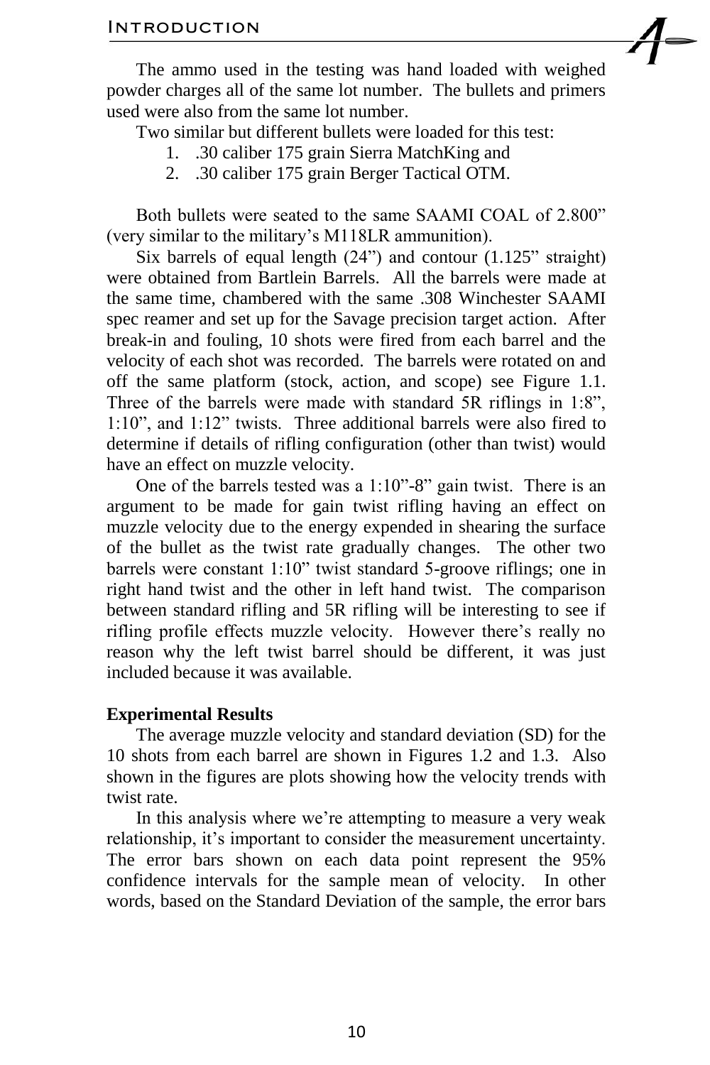The ammo used in the testing was hand loaded with weighed powder charges all of the same lot number. The bullets and primers used were also from the same lot number.

Two similar but different bullets were loaded for this test:

1. .30 caliber 175 grain Sierra MatchKing and
2. .30 caliber 175 grain Berger Tactical OTM.

Both bullets were seated to the same SAAMI COAL of 2.800" (very similar to the military's M118LR ammunition).

Six barrels of equal length (24") and contour (1.125" straight) were obtained from Bartlein Barrels. All the barrels were made at the same time, chambered with the same .308 Winchester SAAMI spec reamer and set up for the Savage precision target action. After break-in and fouling, 10 shots were fired from each barrel and the velocity of each shot was recorded. The barrels were rotated on and off the same platform (stock, action, and scope) see Figure 1.1. Three of the barrels were made with standard 5R riflings in 1:8", 1:10", and 1:12" twists. Three additional barrels were also fired to determine if details of rifling configuration (other than twist) would have an effect on muzzle velocity.

One of the barrels tested was a 1:10"-8" gain twist. There is an argument to be made for gain twist rifling having an effect on muzzle velocity due to the energy expended in shearing the surface of the bullet as the twist rate gradually changes. The other two barrels were constant 1:10" twist standard 5-groove riflings; one in right hand twist and the other in left hand twist. The comparison between standard rifling and 5R rifling will be interesting to see if rifling profile effects muzzle velocity. However there's really no reason why the left twist barrel should be different, it was just included because it was available.

**Experimental Results**

The average muzzle velocity and standard deviation (SD) for the 10 shots from each barrel are shown in Figures 1.2 and 1.3. Also shown in the figures are plots showing how the velocity trends with twist rate.

In this analysis where we're attempting to measure a very weak relationship, it's important to consider the measurement uncertainty. The error bars shown on each data point represent the 95% confidence intervals for the sample mean of velocity. In other words, based on the Standard Deviation of the sample, the error bars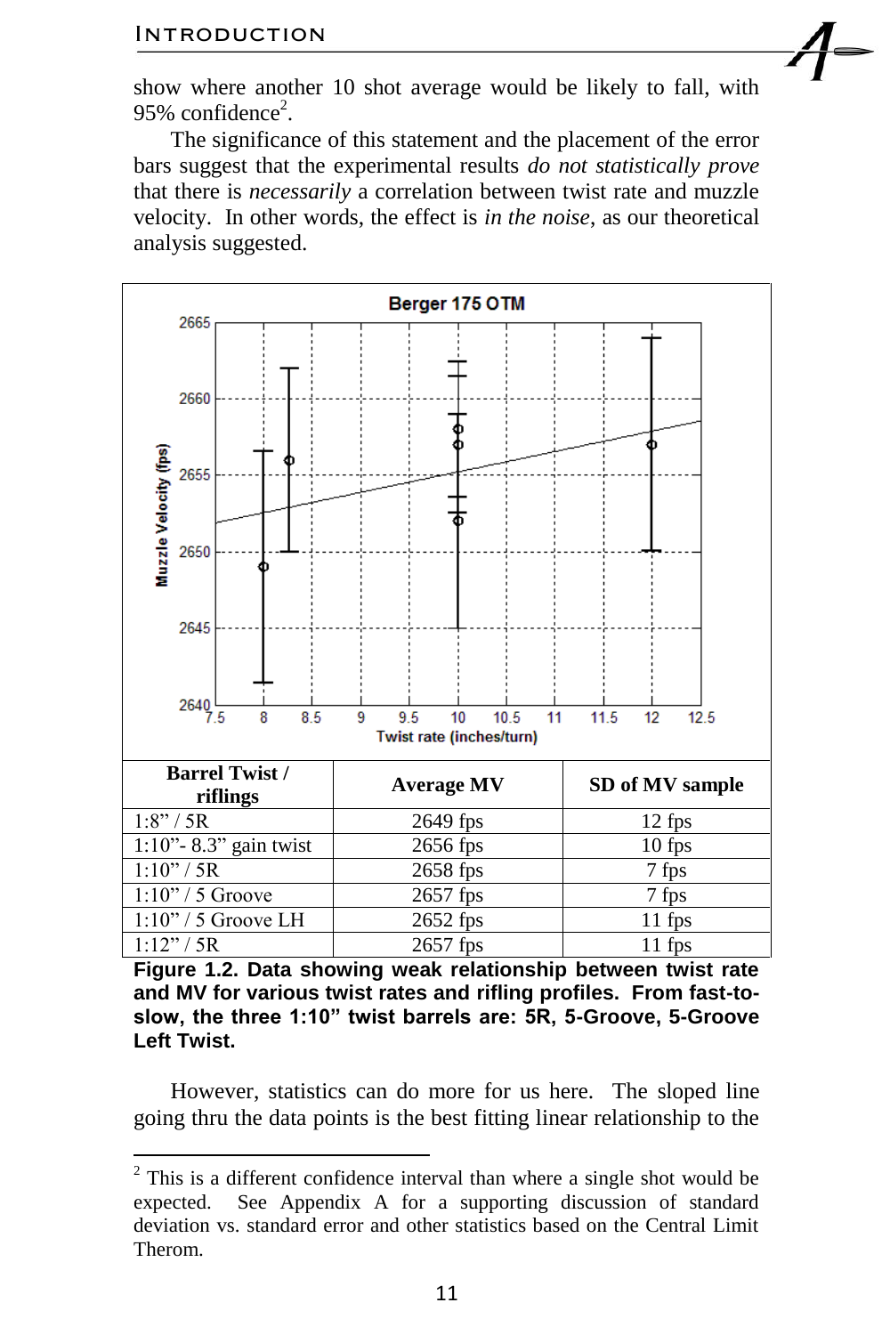show where another 10 shot average would be likely to fall, with 95% confidence[2].

The significance of this statement and the placement of the error bars suggest that the experimental results *do not statistically prove* that there is *necessarily* a correlation between twist rate and muzzle velocity. In other words, the effect is *in the noise*, as our theoretical analysis suggested.

| Barrel Twist / riflings | Average MV | SD of MV sample |
|---|---|---|
| 1:8" / 5R | 2649 fps | 12 fps |
| 1:10"- 8.3" gain twist | 2656 fps | 10 fps |
| 1:10" / 5R | 2658 fps | 7 fps |
| 1:10" / 5 Groove | 2657 fps | 7 fps |
| 1:10" / 5 Groove LH | 2652 fps | 11 fps |
| 1:12" / 5R | 2657 fps | 11 fps |

**Figure 1.2. Data showing weak relationship between twist rate and MV for various twist rates and rifling profiles. From fast-to-slow, the three 1:10" twist barrels are: 5R, 5-Groove, 5-Groove Left Twist.**

However, statistics can do more for us here. The sloped line going thru the data points is the best fitting linear relationship to the

[2] This is a different confidence interval than where a single shot would be expected. See Appendix A for a supporting discussion of standard deviation vs. standard error and other statistics based on the Central Limit Therom.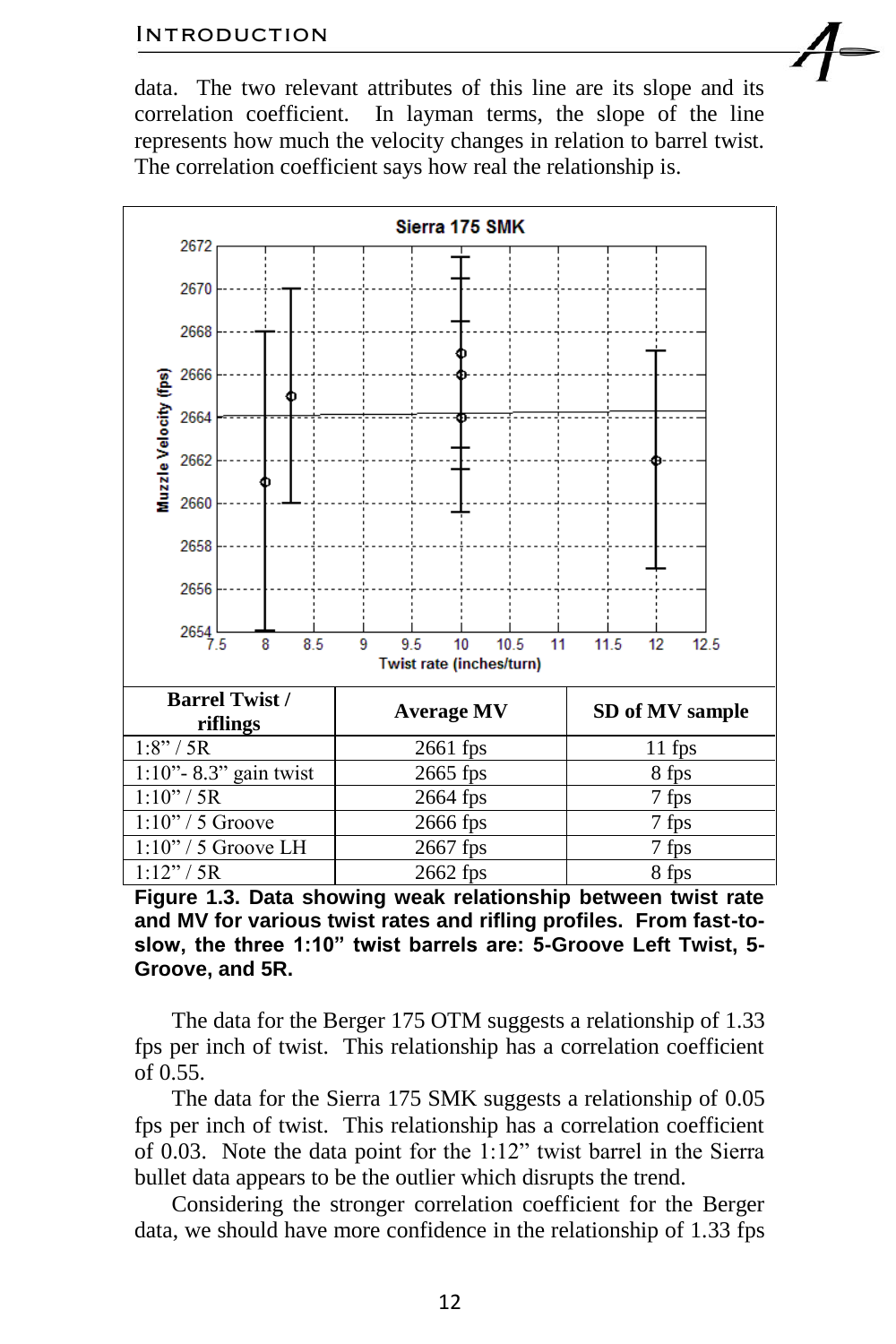data. The two relevant attributes of this line are its slope and its correlation coefficient. In layman terms, the slope of the line represents how much the velocity changes in relation to barrel twist. The correlation coefficient says how real the relationship is.

| Barrel Twist / riflings | Average MV | SD of MV sample |
|---|---|---|
| 1:8" / 5R | 2661 fps | 11 fps |
| 1:10"- 8.3" gain twist | 2665 fps | 8 fps |
| 1:10" / 5R | 2664 fps | 7 fps |
| 1:10" / 5 Groove | 2666 fps | 7 fps |
| 1:10" / 5 Groove LH | 2667 fps | 7 fps |
| 1:12" / 5R | 2662 fps | 8 fps |

**Figure 1.3. Data showing weak relationship between twist rate and MV for various twist rates and rifling profiles. From fast-to-slow, the three 1:10" twist barrels are: 5-Groove Left Twist, 5-Groove, and 5R.**

The data for the Berger 175 OTM suggests a relationship of 1.33 fps per inch of twist. This relationship has a correlation coefficient of 0.55.

The data for the Sierra 175 SMK suggests a relationship of 0.05 fps per inch of twist. This relationship has a correlation coefficient of 0.03. Note the data point for the 1:12" twist barrel in the Sierra bullet data appears to be the outlier which disrupts the trend.

Considering the stronger correlation coefficient for the Berger data, we should have more confidence in the relationship of 1.33 fps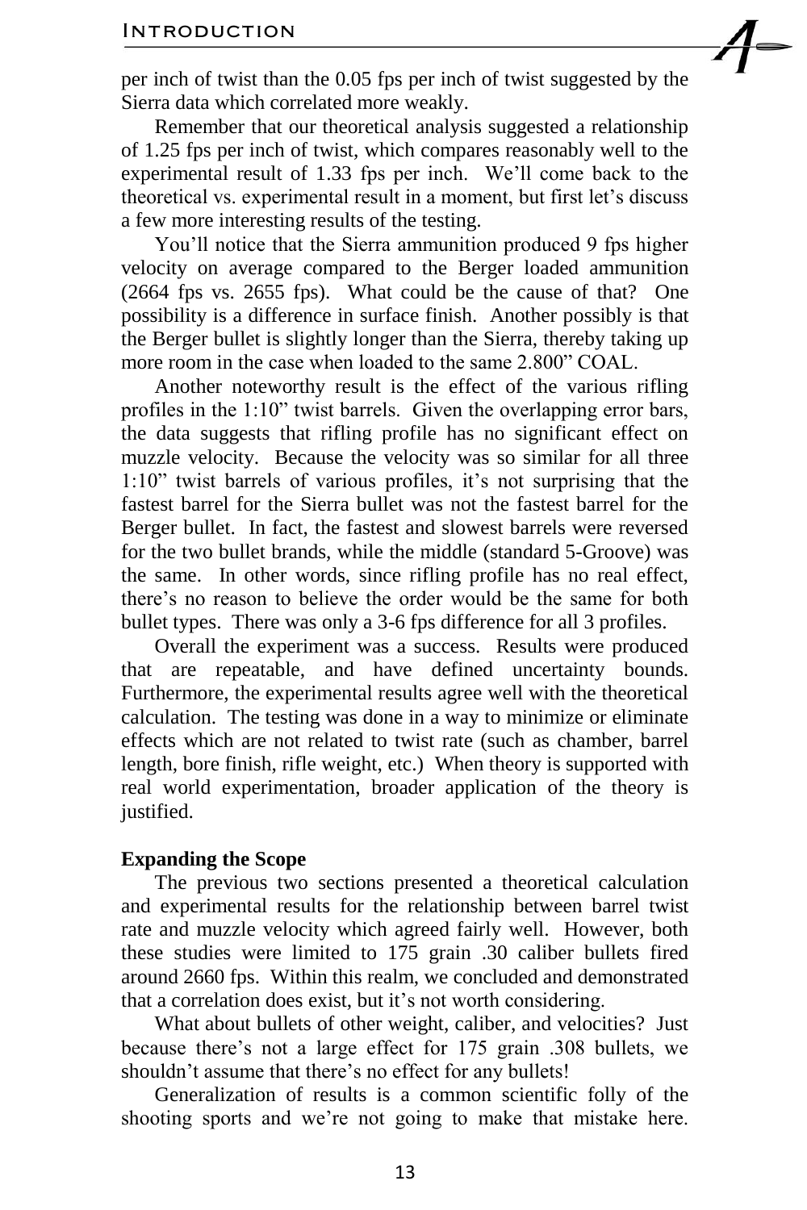per inch of twist than the 0.05 fps per inch of twist suggested by the Sierra data which correlated more weakly.

Remember that our theoretical analysis suggested a relationship of 1.25 fps per inch of twist, which compares reasonably well to the experimental result of 1.33 fps per inch. We'll come back to the theoretical vs. experimental result in a moment, but first let's discuss a few more interesting results of the testing.

You'll notice that the Sierra ammunition produced 9 fps higher velocity on average compared to the Berger loaded ammunition (2664 fps vs. 2655 fps). What could be the cause of that? One possibility is a difference in surface finish. Another possibly is that the Berger bullet is slightly longer than the Sierra, thereby taking up more room in the case when loaded to the same 2.800" COAL.

Another noteworthy result is the effect of the various rifling profiles in the 1:10" twist barrels. Given the overlapping error bars, the data suggests that rifling profile has no significant effect on muzzle velocity. Because the velocity was so similar for all three 1:10" twist barrels of various profiles, it's not surprising that the fastest barrel for the Sierra bullet was not the fastest barrel for the Berger bullet. In fact, the fastest and slowest barrels were reversed for the two bullet brands, while the middle (standard 5-Groove) was the same. In other words, since rifling profile has no real effect, there's no reason to believe the order would be the same for both bullet types. There was only a 3-6 fps difference for all 3 profiles.

Overall the experiment was a success. Results were produced that are repeatable, and have defined uncertainty bounds. Furthermore, the experimental results agree well with the theoretical calculation. The testing was done in a way to minimize or eliminate effects which are not related to twist rate (such as chamber, barrel length, bore finish, rifle weight, etc.) When theory is supported with real world experimentation, broader application of the theory is justified.

**Expanding the Scope**

The previous two sections presented a theoretical calculation and experimental results for the relationship between barrel twist rate and muzzle velocity which agreed fairly well. However, both these studies were limited to 175 grain .30 caliber bullets fired around 2660 fps. Within this realm, we concluded and demonstrated that a correlation does exist, but it's not worth considering.

What about bullets of other weight, caliber, and velocities? Just because there's not a large effect for 175 grain .308 bullets, we shouldn't assume that there's no effect for any bullets!

Generalization of results is a common scientific folly of the shooting sports and we're not going to make that mistake here.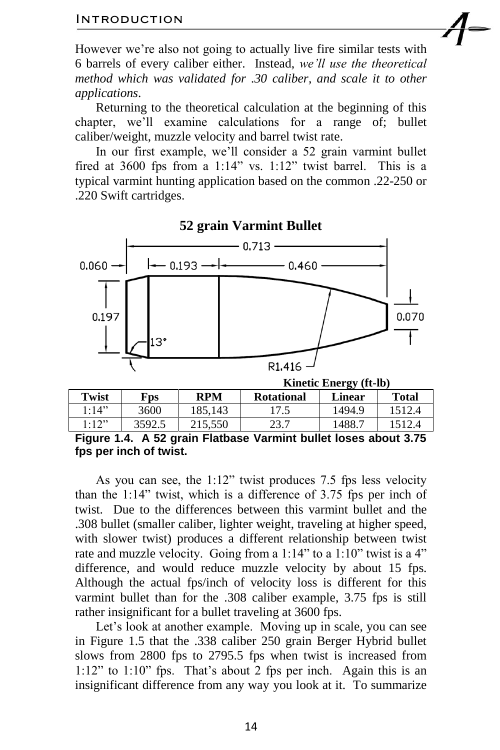However we're also not going to actually live fire similar tests with 6 barrels of every caliber either. Instead, *we'll use the theoretical method which was validated for .30 caliber, and scale it to other applications*.

Returning to the theoretical calculation at the beginning of this chapter, we'll examine calculations for a range of; bullet caliber/weight, muzzle velocity and barrel twist rate.

In our first example, we'll consider a 52 grain varmint bullet fired at 3600 fps from a 1:14" vs. 1:12" twist barrel. This is a typical varmint hunting application based on the common .22-250 or .220 Swift cartridges.

**52 grain Varmint Bullet**

| Twist | Fps | RPM | Kinetic Energy (ft-lb) Rotational | Linear | Total |
|---|---|---|---|---|---|
| 1:14" | 3600 | 185,143 | 17.5 | 1494.9 | 1512.4 |
| 1:12" | 3592.5 | 215,550 | 23.7 | 1488.7 | 1512.4 |

**Figure 1.4. A 52 grain Flatbase Varmint bullet loses about 3.75 fps per inch of twist.**

As you can see, the 1:12" twist produces 7.5 fps less velocity than the 1:14" twist, which is a difference of 3.75 fps per inch of twist. Due to the differences between this varmint bullet and the .308 bullet (smaller caliber, lighter weight, traveling at higher speed, with slower twist) produces a different relationship between twist rate and muzzle velocity. Going from a 1:14" to a 1:10" twist is a 4" difference, and would reduce muzzle velocity by about 15 fps. Although the actual fps/inch of velocity loss is different for this varmint bullet than for the .308 caliber example, 3.75 fps is still rather insignificant for a bullet traveling at 3600 fps.

Let's look at another example. Moving up in scale, you can see in Figure 1.5 that the .338 caliber 250 grain Berger Hybrid bullet slows from 2800 fps to 2795.5 fps when twist is increased from 1:12" to 1:10" fps. That's about 2 fps per inch. Again this is an insignificant difference from any way you look at it. To summarize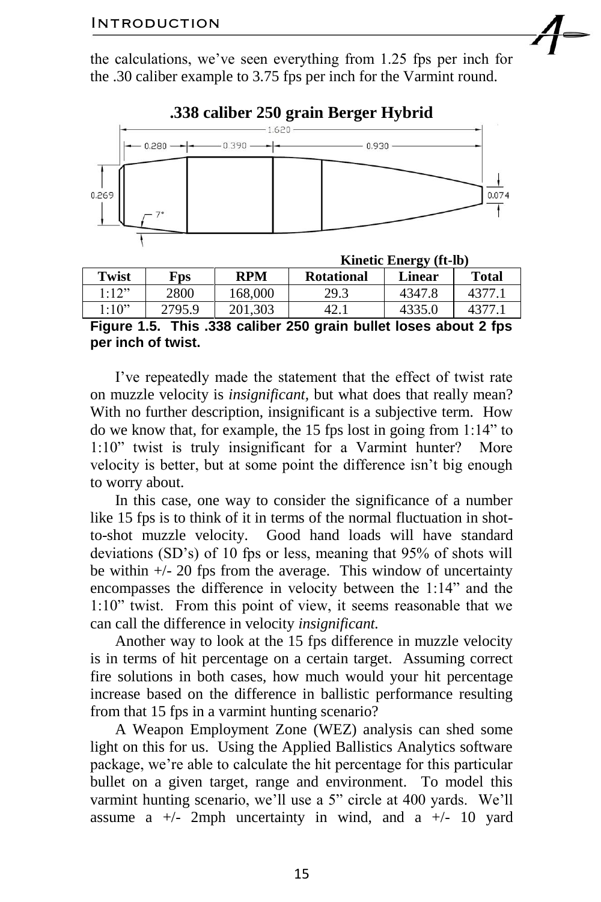the calculations, we've seen everything from 1.25 fps per inch for the .30 caliber example to 3.75 fps per inch for the Varmint round.

**.338 caliber 250 grain Berger Hybrid**

| | | | Kinetic Energy (ft-lb) | | |
|---|---|---|---|---|---|
| **Twist** | **Fps** | **RPM** | **Rotational** | **Linear** | **Total** |
| 1:12" | 2800 | 168,000 | 29.3 | 4347.8 | 4377.1 |
| 1:10" | 2795.9 | 201,303 | 42.1 | 4335.0 | 4377.1 |

**Figure 1.5. This .338 caliber 250 grain bullet loses about 2 fps per inch of twist.**

I've repeatedly made the statement that the effect of twist rate on muzzle velocity is *insignificant,* but what does that really mean? With no further description, insignificant is a subjective term. How do we know that, for example, the 15 fps lost in going from 1:14" to 1:10" twist is truly insignificant for a Varmint hunter? More velocity is better, but at some point the difference isn't big enough to worry about.

In this case, one way to consider the significance of a number like 15 fps is to think of it in terms of the normal fluctuation in shot-to-shot muzzle velocity. Good hand loads will have standard deviations (SD's) of 10 fps or less, meaning that 95% of shots will be within +/- 20 fps from the average. This window of uncertainty encompasses the difference in velocity between the 1:14" and the 1:10" twist. From this point of view, it seems reasonable that we can call the difference in velocity *insignificant.*

Another way to look at the 15 fps difference in muzzle velocity is in terms of hit percentage on a certain target. Assuming correct fire solutions in both cases, how much would your hit percentage increase based on the difference in ballistic performance resulting from that 15 fps in a varmint hunting scenario?

A Weapon Employment Zone (WEZ) analysis can shed some light on this for us. Using the Applied Ballistics Analytics software package, we're able to calculate the hit percentage for this particular bullet on a given target, range and environment. To model this varmint hunting scenario, we'll use a 5" circle at 400 yards. We'll assume a +/- 2mph uncertainty in wind, and a +/- 10 yard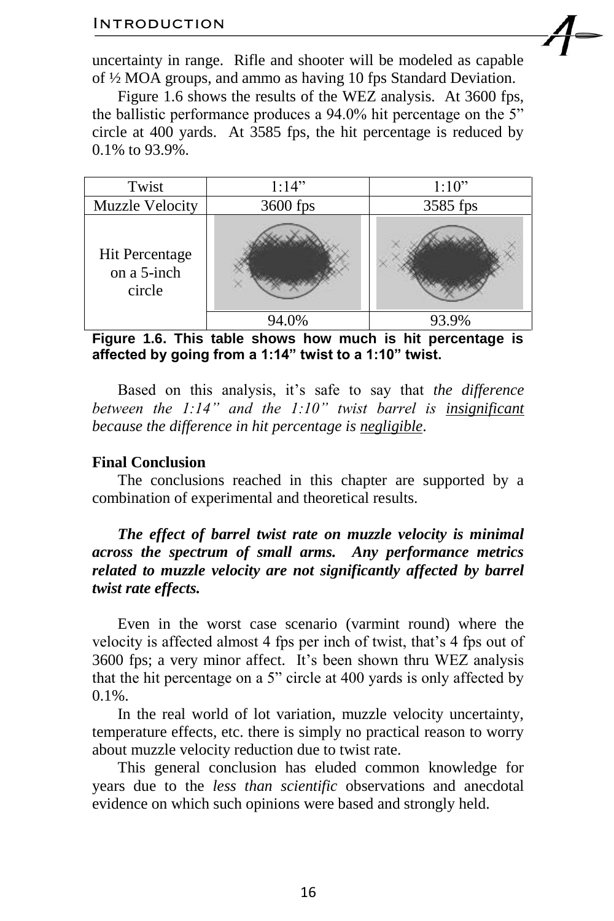uncertainty in range. Rifle and shooter will be modeled as capable of ½ MOA groups, and ammo as having 10 fps Standard Deviation.

Figure 1.6 shows the results of the WEZ analysis. At 3600 fps, the ballistic performance produces a 94.0% hit percentage on the 5" circle at 400 yards. At 3585 fps, the hit percentage is reduced by 0.1% to 93.9%.

| Twist | 1:14" | 1:10" |
|---|---|---|
| Muzzle Velocity | 3600 fps | 3585 fps |
| Hit Percentage on a 5-inch circle | 94.0% | 93.9% |

**Figure 1.6. This table shows how much is hit percentage is affected by going from a 1:14" twist to a 1:10" twist.**

Based on this analysis, it's safe to say that *the difference between the 1:14" and the 1:10" twist barrel is <u>insignificant</u> because the difference in hit percentage is <u>negligible</u>.*

**Final Conclusion**

The conclusions reached in this chapter are supported by a combination of experimental and theoretical results.

***The effect of barrel twist rate on muzzle velocity is minimal across the spectrum of small arms. Any performance metrics related to muzzle velocity are not significantly affected by barrel twist rate effects.***

Even in the worst case scenario (varmint round) where the velocity is affected almost 4 fps per inch of twist, that's 4 fps out of 3600 fps; a very minor affect. It's been shown thru WEZ analysis that the hit percentage on a 5" circle at 400 yards is only affected by 0.1%.

In the real world of lot variation, muzzle velocity uncertainty, temperature effects, etc. there is simply no practical reason to worry about muzzle velocity reduction due to twist rate.

This general conclusion has eluded common knowledge for years due to the *less than scientific* observations and anecdotal evidence on which such opinions were based and strongly held.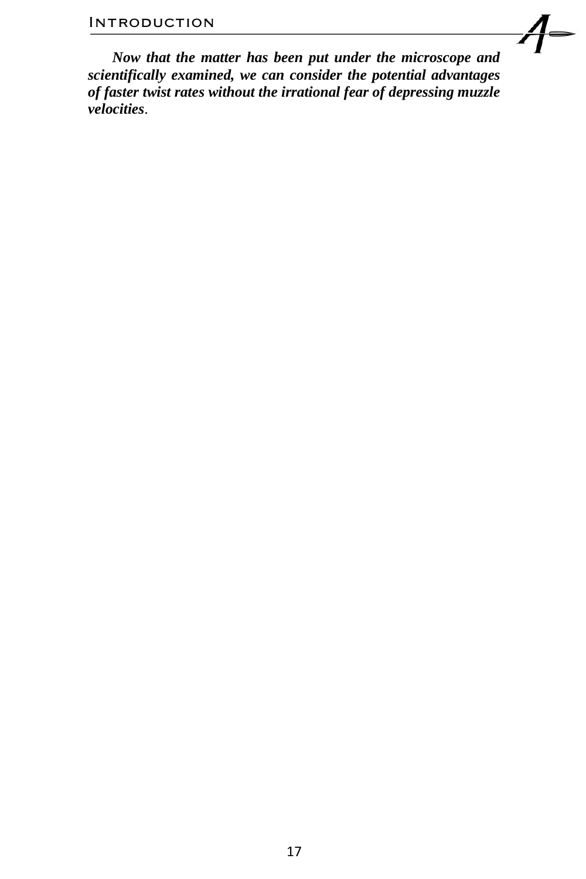***Now that the matter has been put under the microscope and scientifically examined, we can consider the potential advantages of faster twist rates without the irrational fear of depressing muzzle velocities***.